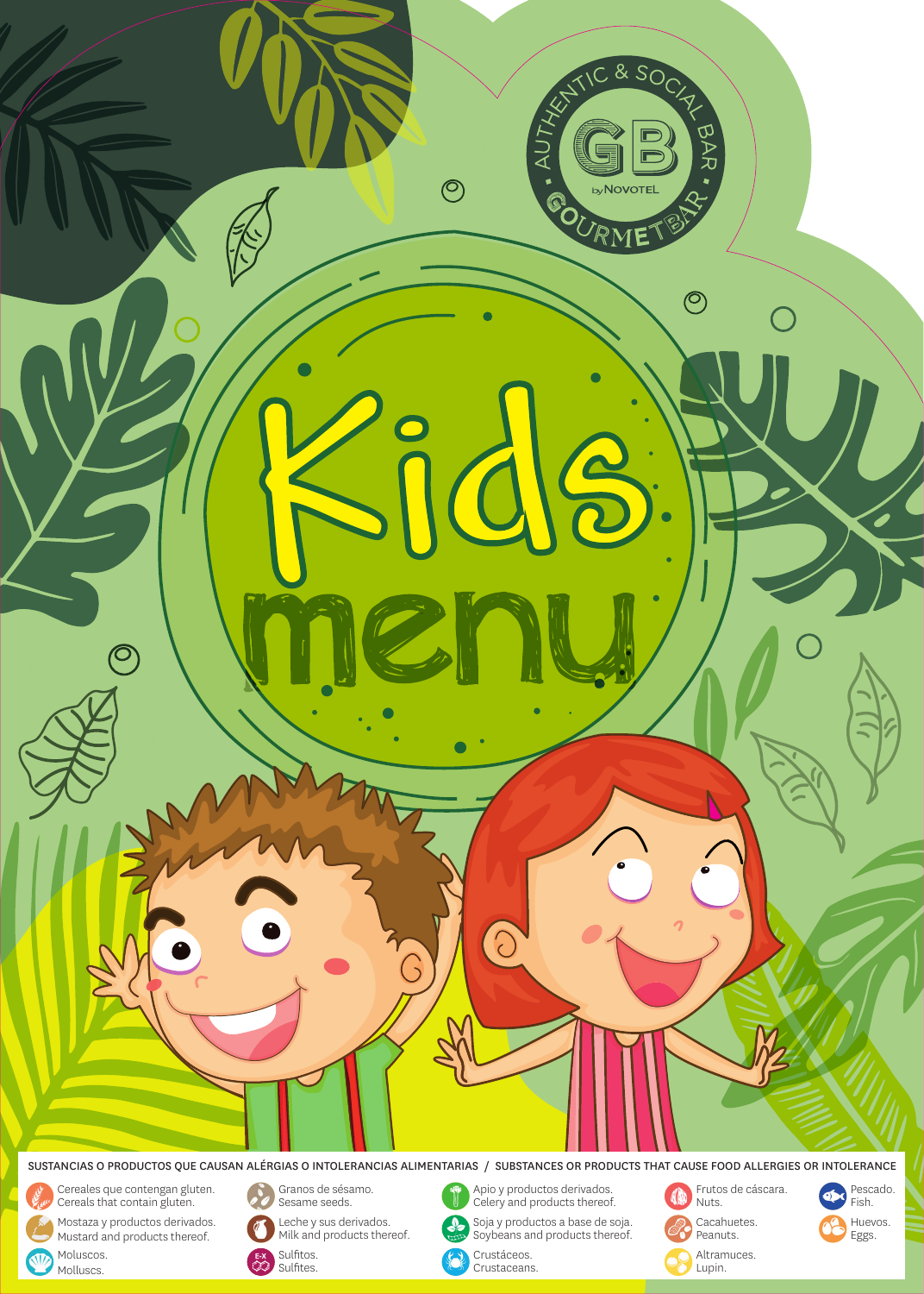AUTHENTIC & SOCIAL BAR

GB by NOVOTEL

GOURMET BAR

# Kids menu

SUSTANCIAS O PRODUCTOS QUE CAUSAN ALÉRGIAS O INTOLERANCIAS ALIMENTARIAS / SUBSTANCES OR PRODUCTS THAT CAUSE FOOD ALLERGIES OR INTOLERANCE

- Cereales que contengan gluten. Cereals that contain gluten.
- Mostaza y productos derivados. Mustard and products thereof.
- Moluscos. Molluscs.
- Granos de sésamo. Sesame seeds.
- Leche y sus derivados. Milk and products thereof.
- Sulfitos. Sulfites.
- Apio y productos derivados. Celery and products thereof.
- Soja y productos a base de soja. Soybeans and products thereof.
- Crustáceos. Crustaceans.
- Frutos de cáscara. Nuts.
- Cacahuetes. Peanuts.
- Altramuces. Lupin.
- Pescado. Fish.
- Huevos. Eggs.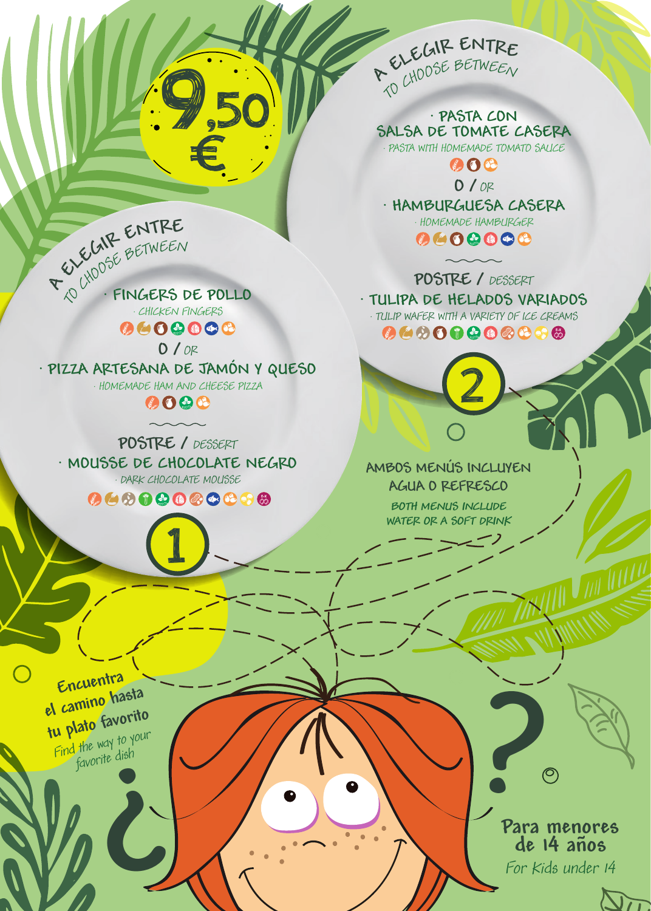# 9,50 €

## 1

A ELEGIR ENTRE
*TO CHOOSE BETWEEN*

· FINGERS DE POLLO
*· CHICKEN FINGERS*

O / *OR*

· PIZZA ARTESANA DE JAMÓN Y QUESO
*· HOMEMADE HAM AND CHEESE PIZZA*

POSTRE / *DESSERT*

· MOUSSE DE CHOCOLATE NEGRO
*· DARK CHOCOLATE MOUSSE*

## 2

A ELEGIR ENTRE
*TO CHOOSE BETWEEN*

· PASTA CON SALSA DE TOMATE CASERA
*· PASTA WITH HOMEMADE TOMATO SAUCE*

O / *OR*

· HAMBURGUESA CASERA
*· HOMEMADE HAMBURGER*

POSTRE / *DESSERT*

· TULIPA DE HELADOS VARIADOS
*· TULIP WAFER WITH A VARIETY OF ICE CREAMS*

AMBOS MENÚS INCLUYEN AGUA O REFRESCO

BOTH MENUS INCLUDE WATER OR A SOFT DRINK

**Encuentra el camino hasta tu plato favorito**
*Find the way to your favorite dish*

**Para menores de 14 años**
*For Kids under 14*